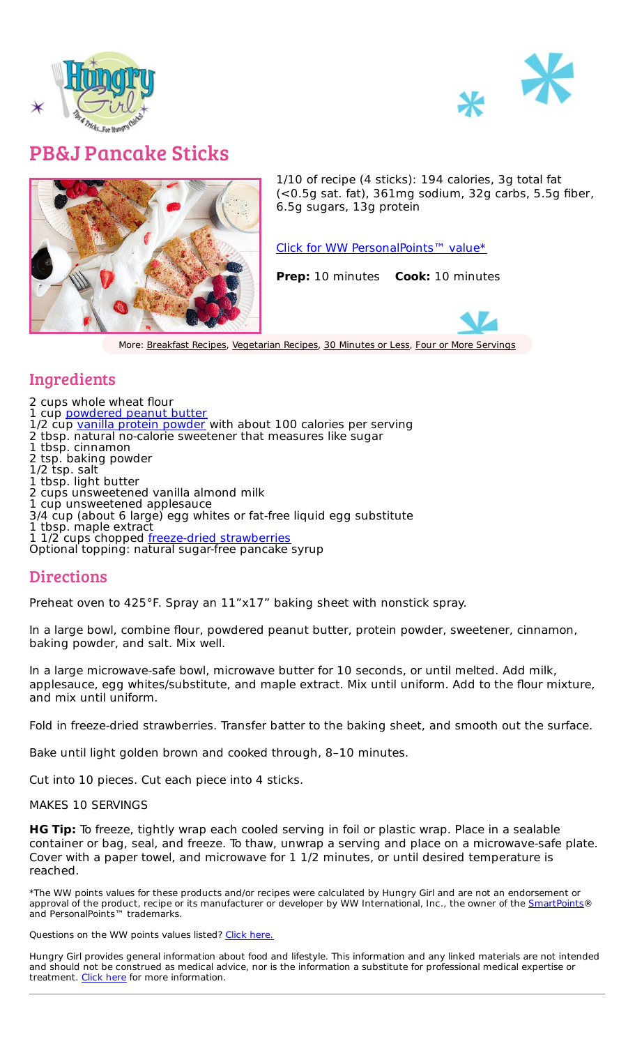# PB&J Pancake Sticks

1/10 of recipe (4 sticks): 194 calories, 3g total fat (<0.5g sat. fat), 361mg sodium, 32g carbs, 5.5g fiber, 6.5g sugars, 13g protein

Click for WW PersonalPoints™ value*

**Prep:** 10 minutes **Cook:** 10 minutes

More: Breakfast Recipes, Vegetarian Recipes, 30 Minutes or Less, Four or More Servings

## Ingredients

2 cups whole wheat flour
1 cup powdered peanut butter
1/2 cup vanilla protein powder with about 100 calories per serving
2 tbsp. natural no-calorie sweetener that measures like sugar
1 tbsp. cinnamon
2 tsp. baking powder
1/2 tsp. salt
1 tbsp. light butter
2 cups unsweetened vanilla almond milk
1 cup unsweetened applesauce
3/4 cup (about 6 large) egg whites or fat-free liquid egg substitute
1 tbsp. maple extract
1 1/2 cups chopped freeze-dried strawberries
Optional topping: natural sugar-free pancake syrup

## Directions

Preheat oven to 425°F. Spray an 11”x17” baking sheet with nonstick spray.

In a large bowl, combine flour, powdered peanut butter, protein powder, sweetener, cinnamon, baking powder, and salt. Mix well.

In a large microwave-safe bowl, microwave butter for 10 seconds, or until melted. Add milk, applesauce, egg whites/substitute, and maple extract. Mix until uniform. Add to the flour mixture, and mix until uniform.

Fold in freeze-dried strawberries. Transfer batter to the baking sheet, and smooth out the surface.

Bake until light golden brown and cooked through, 8–10 minutes.

Cut into 10 pieces. Cut each piece into 4 sticks.

MAKES 10 SERVINGS

**HG Tip:** To freeze, tightly wrap each cooled serving in foil or plastic wrap. Place in a sealable container or bag, seal, and freeze. To thaw, unwrap a serving and place on a microwave-safe plate. Cover with a paper towel, and microwave for 1 1/2 minutes, or until desired temperature is reached.

*The WW points values for these products and/or recipes were calculated by Hungry Girl and are not an endorsement or approval of the product, recipe or its manufacturer or developer by WW International, Inc., the owner of the SmartPoints® and PersonalPoints™ trademarks.

Questions on the WW points values listed? Click here.

Hungry Girl provides general information about food and lifestyle. This information and any linked materials are not intended and should not be construed as medical advice, nor is the information a substitute for professional medical expertise or treatment. Click here for more information.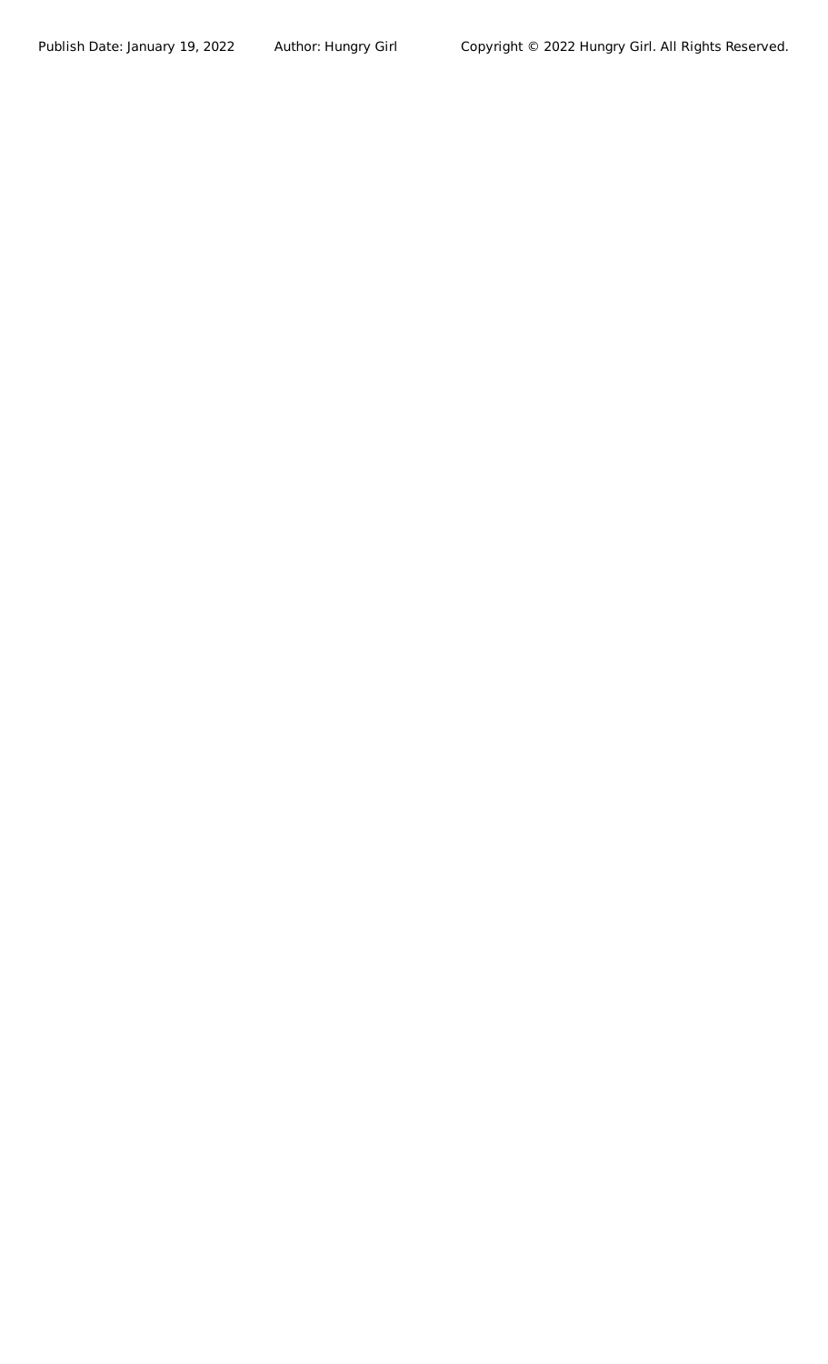Publish Date: January 19, 2022 Author: Hungry Girl Copyright © 2022 Hungry Girl. All Rights Reserved.